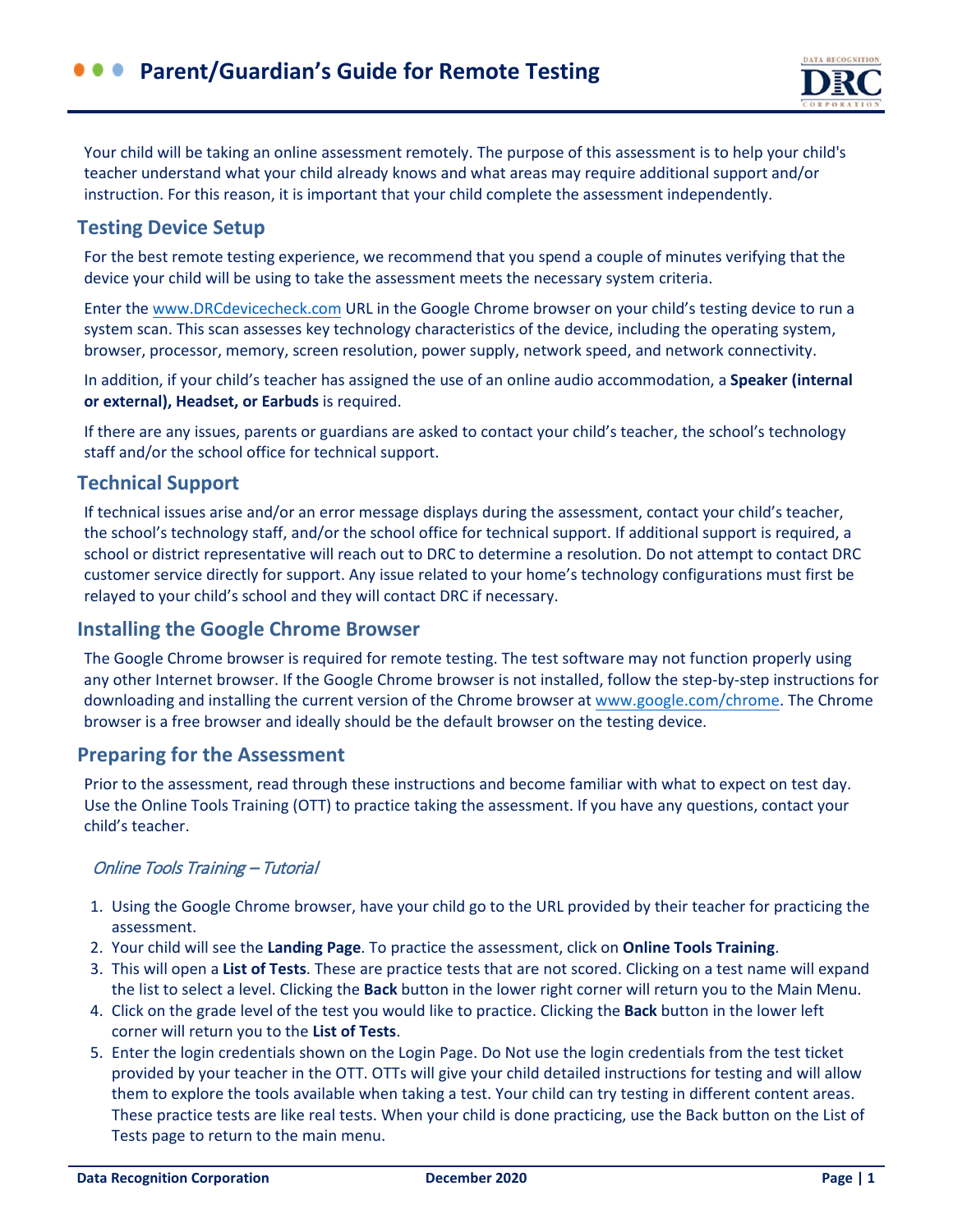# Parent/Guardian's Guide for Remote Testing

Your child will be taking an online assessment remotely. The purpose of this assessment is to help your child's teacher understand what your child already knows and what areas may require additional support and/or instruction. For this reason, it is important that your child complete the assessment independently.

## Testing Device Setup

For the best remote testing experience, we recommend that you spend a couple of minutes verifying that the device your child will be using to take the assessment meets the necessary system criteria.

Enter the www.DRCdevicecheck.com URL in the Google Chrome browser on your child's testing device to run a system scan. This scan assesses key technology characteristics of the device, including the operating system, browser, processor, memory, screen resolution, power supply, network speed, and network connectivity.

In addition, if your child's teacher has assigned the use of an online audio accommodation, a **Speaker (internal or external), Headset, or Earbuds** is required.

If there are any issues, parents or guardians are asked to contact your child's teacher, the school's technology staff and/or the school office for technical support.

## Technical Support

If technical issues arise and/or an error message displays during the assessment, contact your child's teacher, the school's technology staff, and/or the school office for technical support. If additional support is required, a school or district representative will reach out to DRC to determine a resolution. Do not attempt to contact DRC customer service directly for support. Any issue related to your home's technology configurations must first be relayed to your child's school and they will contact DRC if necessary.

## Installing the Google Chrome Browser

The Google Chrome browser is required for remote testing. The test software may not function properly using any other Internet browser. If the Google Chrome browser is not installed, follow the step-by-step instructions for downloading and installing the current version of the Chrome browser at www.google.com/chrome. The Chrome browser is a free browser and ideally should be the default browser on the testing device.

## Preparing for the Assessment

Prior to the assessment, read through these instructions and become familiar with what to expect on test day. Use the Online Tools Training (OTT) to practice taking the assessment. If you have any questions, contact your child's teacher.

### *Online Tools Training – Tutorial*

1. Using the Google Chrome browser, have your child go to the URL provided by their teacher for practicing the assessment.
2. Your child will see the **Landing Page**. To practice the assessment, click on **Online Tools Training**.
3. This will open a **List of Tests**. These are practice tests that are not scored. Clicking on a test name will expand the list to select a level. Clicking the **Back** button in the lower right corner will return you to the Main Menu.
4. Click on the grade level of the test you would like to practice. Clicking the **Back** button in the lower left corner will return you to the **List of Tests**.
5. Enter the login credentials shown on the Login Page. Do Not use the login credentials from the test ticket provided by your teacher in the OTT. OTTs will give your child detailed instructions for testing and will allow them to explore the tools available when taking a test. Your child can try testing in different content areas. These practice tests are like real tests. When your child is done practicing, use the Back button on the List of Tests page to return to the main menu.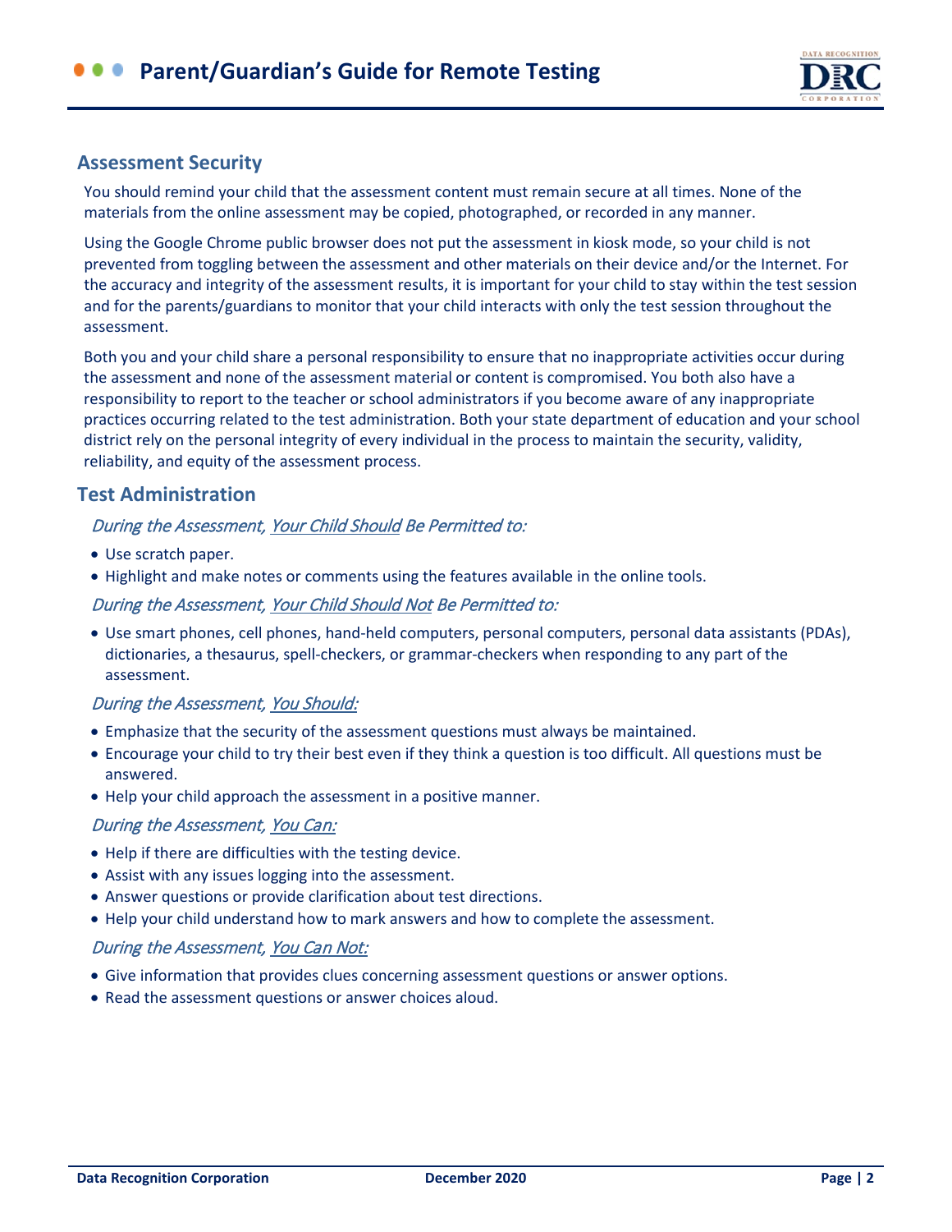## Assessment Security

You should remind your child that the assessment content must remain secure at all times. None of the materials from the online assessment may be copied, photographed, or recorded in any manner.

Using the Google Chrome public browser does not put the assessment in kiosk mode, so your child is not prevented from toggling between the assessment and other materials on their device and/or the Internet. For the accuracy and integrity of the assessment results, it is important for your child to stay within the test session and for the parents/guardians to monitor that your child interacts with only the test session throughout the assessment.

Both you and your child share a personal responsibility to ensure that no inappropriate activities occur during the assessment and none of the assessment material or content is compromised. You both also have a responsibility to report to the teacher or school administrators if you become aware of any inappropriate practices occurring related to the test administration. Both your state department of education and your school district rely on the personal integrity of every individual in the process to maintain the security, validity, reliability, and equity of the assessment process.

## Test Administration

### *During the Assessment, Your Child Should Be Permitted to:*

- Use scratch paper.
- Highlight and make notes or comments using the features available in the online tools.

### *During the Assessment, Your Child Should Not Be Permitted to:*

- Use smart phones, cell phones, hand-held computers, personal computers, personal data assistants (PDAs), dictionaries, a thesaurus, spell-checkers, or grammar-checkers when responding to any part of the assessment.

### *During the Assessment, You Should:*

- Emphasize that the security of the assessment questions must always be maintained.
- Encourage your child to try their best even if they think a question is too difficult. All questions must be answered.
- Help your child approach the assessment in a positive manner.

### *During the Assessment, You Can:*

- Help if there are difficulties with the testing device.
- Assist with any issues logging into the assessment.
- Answer questions or provide clarification about test directions.
- Help your child understand how to mark answers and how to complete the assessment.

### *During the Assessment, You Can Not:*

- Give information that provides clues concerning assessment questions or answer options.
- Read the assessment questions or answer choices aloud.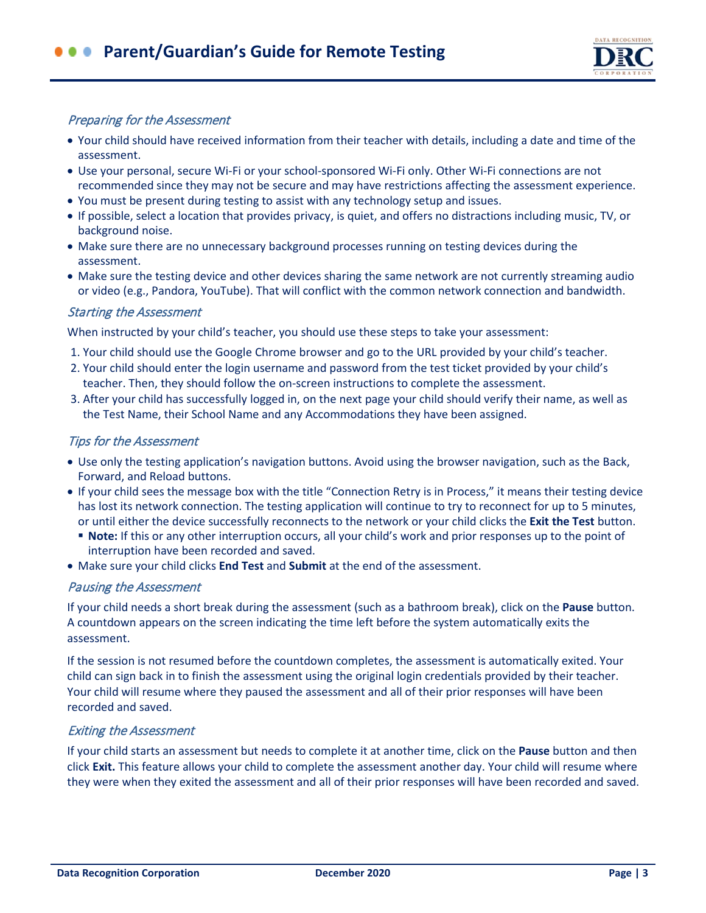### *Preparing for the Assessment*

- Your child should have received information from their teacher with details, including a date and time of the assessment.
- Use your personal, secure Wi-Fi or your school-sponsored Wi-Fi only. Other Wi-Fi connections are not recommended since they may not be secure and may have restrictions affecting the assessment experience.
- You must be present during testing to assist with any technology setup and issues.
- If possible, select a location that provides privacy, is quiet, and offers no distractions including music, TV, or background noise.
- Make sure there are no unnecessary background processes running on testing devices during the assessment.
- Make sure the testing device and other devices sharing the same network are not currently streaming audio or video (e.g., Pandora, YouTube). That will conflict with the common network connection and bandwidth.

### *Starting the Assessment*

When instructed by your child's teacher, you should use these steps to take your assessment:

1. Your child should use the Google Chrome browser and go to the URL provided by your child's teacher.
2. Your child should enter the login username and password from the test ticket provided by your child's teacher. Then, they should follow the on-screen instructions to complete the assessment.
3. After your child has successfully logged in, on the next page your child should verify their name, as well as the Test Name, their School Name and any Accommodations they have been assigned.

### *Tips for the Assessment*

- Use only the testing application's navigation buttons. Avoid using the browser navigation, such as the Back, Forward, and Reload buttons.
- If your child sees the message box with the title "Connection Retry is in Process," it means their testing device has lost its network connection. The testing application will continue to try to reconnect for up to 5 minutes, or until either the device successfully reconnects to the network or your child clicks the **Exit the Test** button.
  - **Note:** If this or any other interruption occurs, all your child's work and prior responses up to the point of interruption have been recorded and saved.
- Make sure your child clicks **End Test** and **Submit** at the end of the assessment.

### *Pausing the Assessment*

If your child needs a short break during the assessment (such as a bathroom break), click on the **Pause** button. A countdown appears on the screen indicating the time left before the system automatically exits the assessment.

If the session is not resumed before the countdown completes, the assessment is automatically exited. Your child can sign back in to finish the assessment using the original login credentials provided by their teacher. Your child will resume where they paused the assessment and all of their prior responses will have been recorded and saved.

### *Exiting the Assessment*

If your child starts an assessment but needs to complete it at another time, click on the **Pause** button and then click **Exit.** This feature allows your child to complete the assessment another day. Your child will resume where they were when they exited the assessment and all of their prior responses will have been recorded and saved.